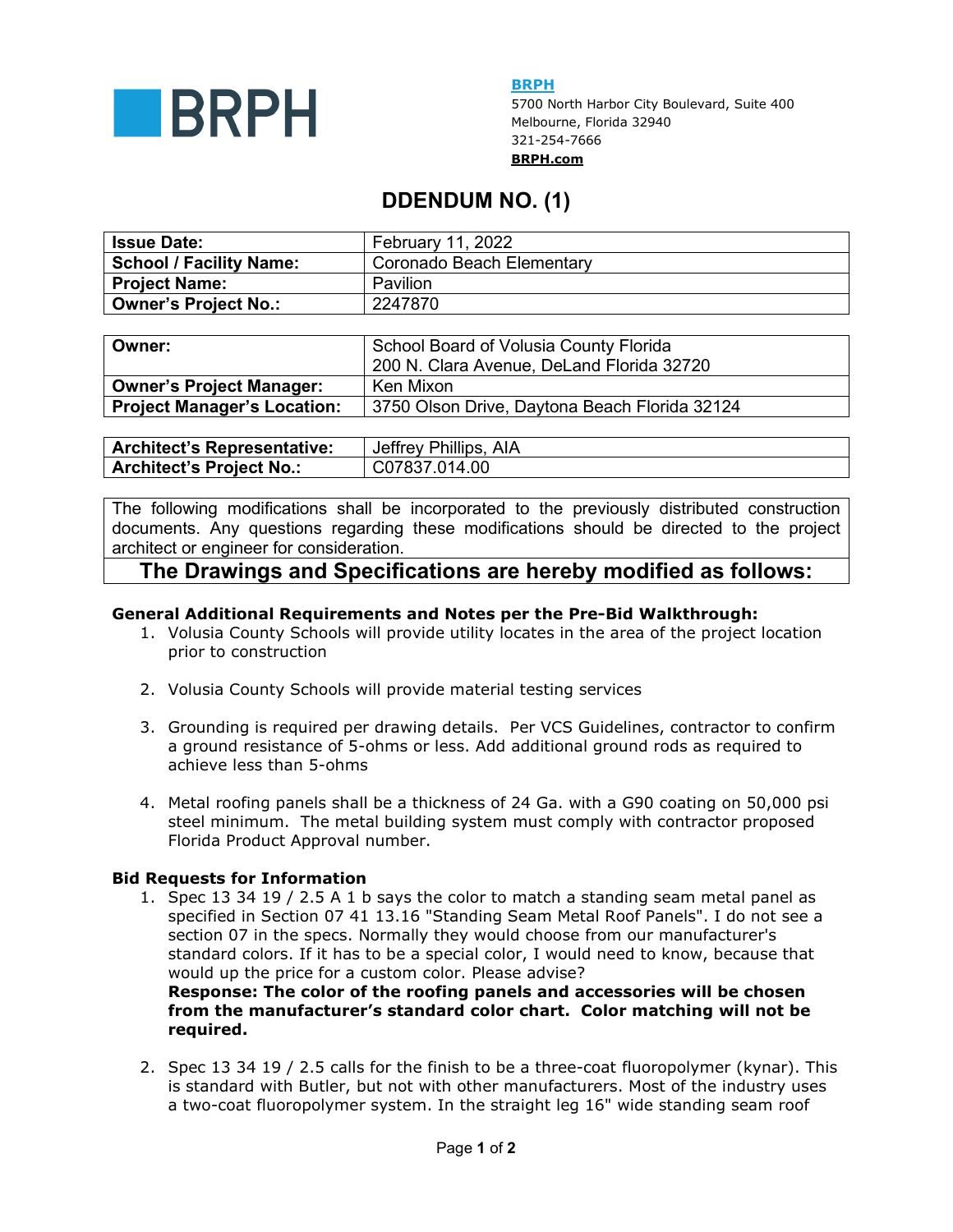**BRPH**

**BRPH**
5700 North Harbor City Boulevard, Suite 400
Melbourne, Florida 32940
321-254-7666
**BRPH.com**

# DDENDUM NO. (1)

| **Issue Date:** | February 11, 2022 |
|---|---|
| **School / Facility Name:** | Coronado Beach Elementary |
| **Project Name:** | Pavilion |
| **Owner's Project No.:** | 2247870 |

| **Owner:** | School Board of Volusia County Florida<br>200 N. Clara Avenue, DeLand Florida 32720 |
|---|---|
| **Owner's Project Manager:** | Ken Mixon |
| **Project Manager's Location:** | 3750 Olson Drive, Daytona Beach Florida 32124 |

| **Architect's Representative:** | Jeffrey Phillips, AIA |
|---|---|
| **Architect's Project No.:** | C07837.014.00 |

The following modifications shall be incorporated to the previously distributed construction documents. Any questions regarding these modifications should be directed to the project architect or engineer for consideration.

## The Drawings and Specifications are hereby modified as follows:

### General Additional Requirements and Notes per the Pre-Bid Walkthrough:

1. Volusia County Schools will provide utility locates in the area of the project location prior to construction

2. Volusia County Schools will provide material testing services

3. Grounding is required per drawing details. Per VCS Guidelines, contractor to confirm a ground resistance of 5-ohms or less. Add additional ground rods as required to achieve less than 5-ohms

4. Metal roofing panels shall be a thickness of 24 Ga. with a G90 coating on 50,000 psi steel minimum. The metal building system must comply with contractor proposed Florida Product Approval number.

### Bid Requests for Information

1. Spec 13 34 19 / 2.5 A 1 b says the color to match a standing seam metal panel as specified in Section 07 41 13.16 "Standing Seam Metal Roof Panels". I do not see a section 07 in the specs. Normally they would choose from our manufacturer's standard colors. If it has to be a special color, I would need to know, because that would up the price for a custom color. Please advise?
   **Response: The color of the roofing panels and accessories will be chosen from the manufacturer's standard color chart. Color matching will not be required.**

2. Spec 13 34 19 / 2.5 calls for the finish to be a three-coat fluoropolymer (kynar). This is standard with Butler, but not with other manufacturers. Most of the industry uses a two-coat fluoropolymer system. In the straight leg 16" wide standing seam roof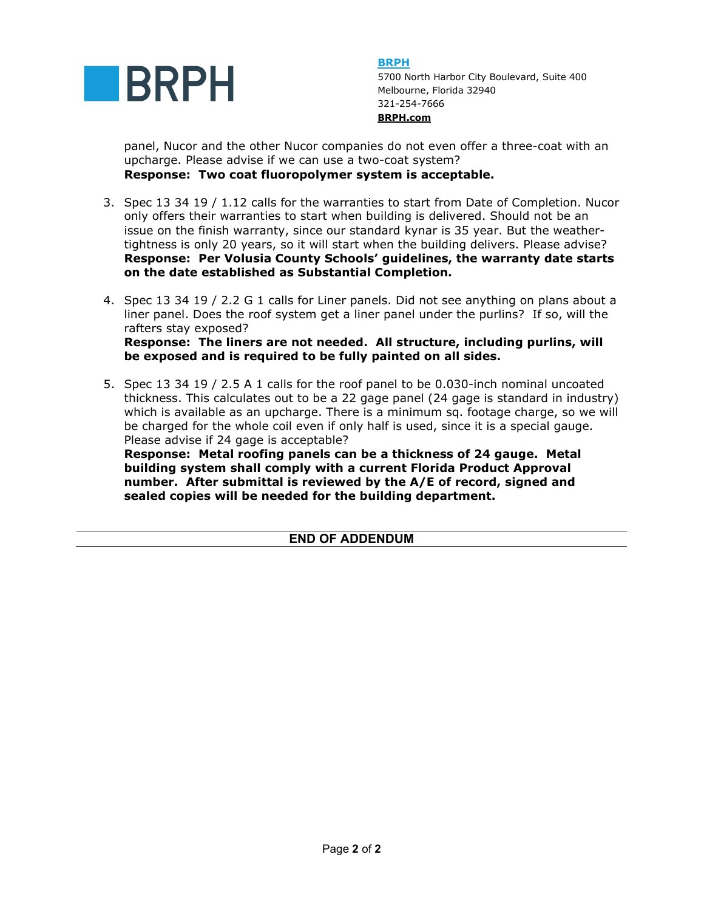panel, Nucor and the other Nucor companies do not even offer a three-coat with an upcharge. Please advise if we can use a two-coat system?
**Response: Two coat fluoropolymer system is acceptable.**

3. Spec 13 34 19 / 1.12 calls for the warranties to start from Date of Completion. Nucor only offers their warranties to start when building is delivered. Should not be an issue on the finish warranty, since our standard kynar is 35 year. But the weather-tightness is only 20 years, so it will start when the building delivers. Please advise?
**Response: Per Volusia County Schools' guidelines, the warranty date starts on the date established as Substantial Completion.**

4. Spec 13 34 19 / 2.2 G 1 calls for Liner panels. Did not see anything on plans about a liner panel. Does the roof system get a liner panel under the purlins? If so, will the rafters stay exposed?
**Response: The liners are not needed. All structure, including purlins, will be exposed and is required to be fully painted on all sides.**

5. Spec 13 34 19 / 2.5 A 1 calls for the roof panel to be 0.030-inch nominal uncoated thickness. This calculates out to be a 22 gage panel (24 gage is standard in industry) which is available as an upcharge. There is a minimum sq. footage charge, so we will be charged for the whole coil even if only half is used, since it is a special gauge. Please advise if 24 gage is acceptable?
**Response: Metal roofing panels can be a thickness of 24 gauge. Metal building system shall comply with a current Florida Product Approval number. After submittal is reviewed by the A/E of record, signed and sealed copies will be needed for the building department.**

---

**END OF ADDENDUM**

---